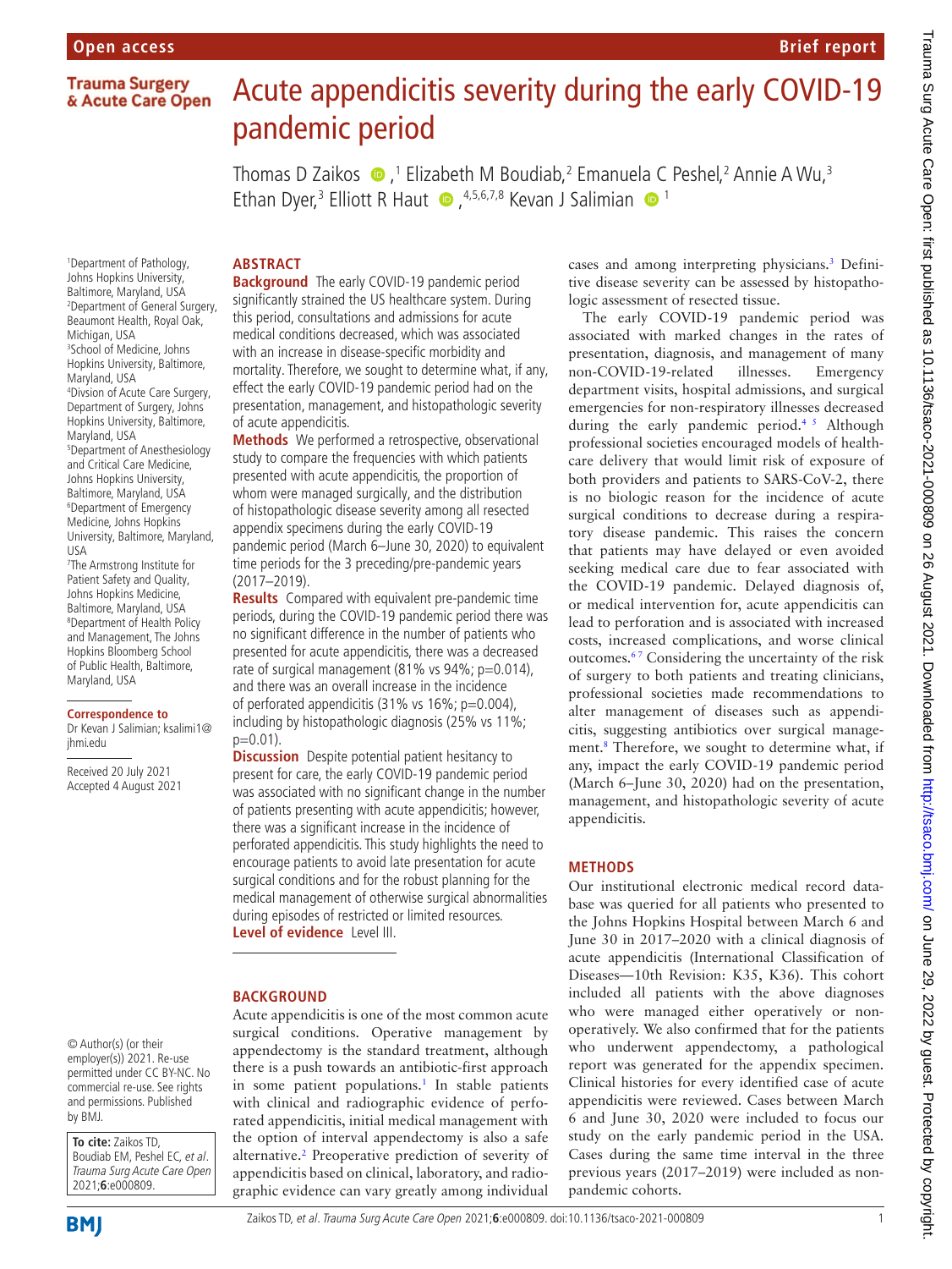Open access

Brief report

# Acute appendicitis severity during the early COVID-19 pandemic period

Thomas D Zaikos,[1] Elizabeth M Boudiab,[2] Emanuela C Peshel,[2] Annie A Wu,[3] Ethan Dyer,[3] Elliott R Haut,[4,5,6,7,8] Kevan J Salimian[1]

[1]Department of Pathology, Johns Hopkins University, Baltimore, Maryland, USA
[2]Department of General Surgery, Beaumont Health, Royal Oak, Michigan, USA
[3]School of Medicine, Johns Hopkins University, Baltimore, Maryland, USA
[4]Division of Acute Care Surgery, Department of Surgery, Johns Hopkins University, Baltimore, Maryland, USA
[5]Department of Anesthesiology and Critical Care Medicine, Johns Hopkins University, Baltimore, Maryland, USA
[6]Department of Emergency Medicine, Johns Hopkins University, Baltimore, Maryland, USA
[7]The Armstrong Institute for Patient Safety and Quality, Johns Hopkins Medicine, Baltimore, Maryland, USA
[8]Department of Health Policy and Management, The Johns Hopkins Bloomberg School of Public Health, Baltimore, Maryland, USA

**Correspondence to**
Dr Kevan J Salimian; ksalimi1@jhmi.edu

Received 20 July 2021
Accepted 4 August 2021

© Author(s) (or their employer(s)) 2021. Re-use permitted under CC BY-NC. No commercial re-use. See rights and permissions. Published by BMJ.

**To cite:** Zaikos TD, Boudiab EM, Peshel EC, *et al*. *Trauma Surg Acute Care Open* 2021;**6**:e000809.

## ABSTRACT

**Background** The early COVID-19 pandemic period significantly strained the US healthcare system. During this period, consultations and admissions for acute medical conditions decreased, which was associated with an increase in disease-specific morbidity and mortality. Therefore, we sought to determine what, if any, effect the early COVID-19 pandemic period had on the presentation, management, and histopathologic severity of acute appendicitis.

**Methods** We performed a retrospective, observational study to compare the frequencies with which patients presented with acute appendicitis, the proportion of whom were managed surgically, and the distribution of histopathologic disease severity among all resected appendix specimens during the early COVID-19 pandemic period (March 6–June 30, 2020) to equivalent time periods for the 3 preceding/pre-pandemic years (2017–2019).

**Results** Compared with equivalent pre-pandemic time periods, during the COVID-19 pandemic period there was no significant difference in the number of patients who presented for acute appendicitis, there was a decreased rate of surgical management (81% vs 94%; p=0.014), and there was an overall increase in the incidence of perforated appendicitis (31% vs 16%; p=0.004), including by histopathologic diagnosis (25% vs 11%; p=0.01).

**Discussion** Despite potential patient hesitancy to present for care, the early COVID-19 pandemic period was associated with no significant change in the number of patients presenting with acute appendicitis; however, there was a significant increase in the incidence of perforated appendicitis. This study highlights the need to encourage patients to avoid late presentation for acute surgical conditions and for the robust planning for the medical management of otherwise surgical abnormalities during episodes of restricted or limited resources.

**Level of evidence** Level III.

## BACKGROUND

Acute appendicitis is one of the most common acute surgical conditions. Operative management by appendectomy is the standard treatment, although there is a push towards an antibiotic-first approach in some patient populations.[1] In stable patients with clinical and radiographic evidence of perforated appendicitis, initial medical management with the option of interval appendectomy is also a safe alternative.[2] Preoperative prediction of severity of appendicitis based on clinical, laboratory, and radiographic evidence can vary greatly among individual cases and among interpreting physicians.[3] Definitive disease severity can be assessed by histopathologic assessment of resected tissue.

The early COVID-19 pandemic period was associated with marked changes in the rates of presentation, diagnosis, and management of many non-COVID-19-related illnesses. Emergency department visits, hospital admissions, and surgical emergencies for non-respiratory illnesses decreased during the early pandemic period.[4,5] Although professional societies encouraged models of healthcare delivery that would limit risk of exposure of both providers and patients to SARS-CoV-2, there is no biologic reason for the incidence of acute surgical conditions to decrease during a respiratory disease pandemic. This raises the concern that patients may have delayed or even avoided seeking medical care due to fear associated with the COVID-19 pandemic. Delayed diagnosis of, or medical intervention for, acute appendicitis can lead to perforation and is associated with increased costs, increased complications, and worse clinical outcomes.[6,7] Considering the uncertainty of the risk of surgery to both patients and treating clinicians, professional societies made recommendations to alter management of diseases such as appendicitis, suggesting antibiotics over surgical management.[8] Therefore, we sought to determine what, if any, impact the early COVID-19 pandemic period (March 6–June 30, 2020) had on the presentation, management, and histopathologic severity of acute appendicitis.

## METHODS

Our institutional electronic medical record database was queried for all patients who presented to the Johns Hopkins Hospital between March 6 and June 30 in 2017–2020 with a clinical diagnosis of acute appendicitis (International Classification of Diseases—10th Revision: K35, K36). This cohort included all patients with the above diagnoses who were managed either operatively or non-operatively. We also confirmed that for the patients who underwent appendectomy, a pathological report was generated for the appendix specimen. Clinical histories for every identified case of acute appendicitis were reviewed. Cases between March 6 and June 30, 2020 were included to focus our study on the early pandemic period in the USA. Cases during the same time interval in the three previous years (2017–2019) were included as non-pandemic cohorts.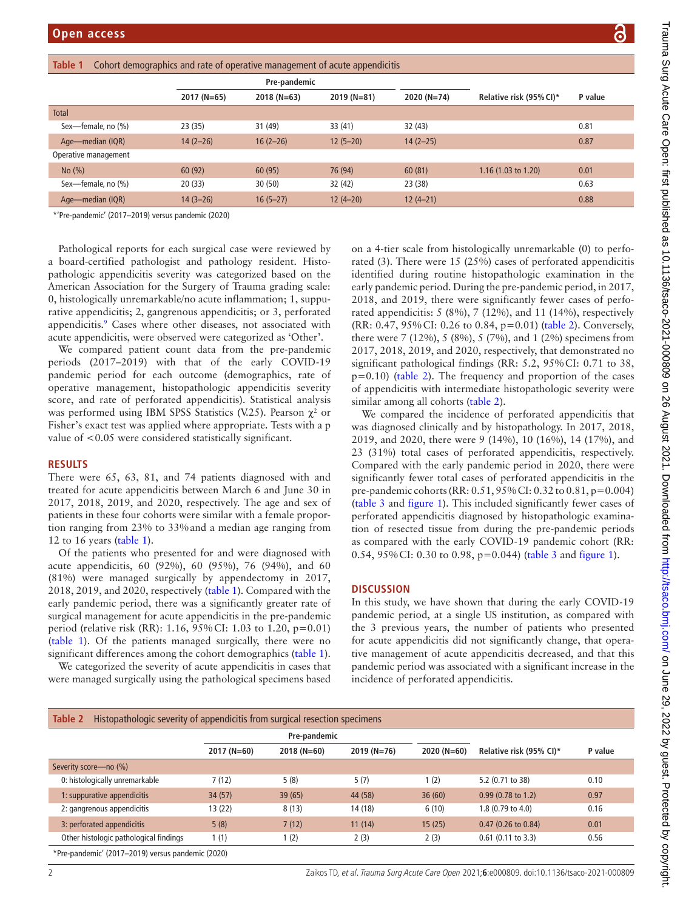**Table 1** Cohort demographics and rate of operative management of acute appendicitis

| | Pre-pandemic | | | | | |
|---|---|---|---|---|---|---|
| | 2017 (N=65) | 2018 (N=63) | 2019 (N=81) | 2020 (N=74) | Relative risk (95% CI)* | P value |
| Total | | | | | | |
| Sex—female, no (%) | 23 (35) | 31 (49) | 33 (41) | 32 (43) | | 0.81 |
| Age—median (IQR) | 14 (2–26) | 16 (2–26) | 12 (5–20) | 14 (2–25) | | 0.87 |
| Operative management | | | | | | |
| No (%) | 60 (92) | 60 (95) | 76 (94) | 60 (81) | 1.16 (1.03 to 1.20) | 0.01 |
| Sex—female, no (%) | 20 (33) | 30 (50) | 32 (42) | 23 (38) | | 0.63 |
| Age—median (IQR) | 14 (3–26) | 16 (5–27) | 12 (4–20) | 12 (4–21) | | 0.88 |

*'Pre-pandemic' (2017–2019) versus pandemic (2020)

Pathological reports for each surgical case were reviewed by a board-certified pathologist and pathology resident. Histopathologic appendicitis severity was categorized based on the American Association for the Surgery of Trauma grading scale: 0, histologically unremarkable/no acute inflammation; 1, suppurative appendicitis; 2, gangrenous appendicitis; or 3, perforated appendicitis.[9] Cases where other diseases, not associated with acute appendicitis, were observed were categorized as 'Other'.

We compared patient count data from the pre-pandemic periods (2017–2019) with that of the early COVID-19 pandemic period for each outcome (demographics, rate of operative management, histopathologic appendicitis severity score, and rate of perforated appendicitis). Statistical analysis was performed using IBM SPSS Statistics (V.25). Pearson $\chi^2$ or Fisher's exact test was applied where appropriate. Tests with a p value of <0.05 were considered statistically significant.

## RESULTS

There were 65, 63, 81, and 74 patients diagnosed with and treated for acute appendicitis between March 6 and June 30 in 2017, 2018, 2019, and 2020, respectively. The age and sex of patients in these four cohorts were similar with a female proportion ranging from 23% to 33% and a median age ranging from 12 to 16 years (table 1).

Of the patients who presented for and were diagnosed with acute appendicitis, 60 (92%), 60 (95%), 76 (94%), and 60 (81%) were managed surgically by appendectomy in 2017, 2018, 2019, and 2020, respectively (table 1). Compared with the early pandemic period, there was a significantly greater rate of surgical management for acute appendicitis in the pre-pandemic period (relative risk (RR): 1.16, 95% CI: 1.03 to 1.20, p=0.01) (table 1). Of the patients managed surgically, there were no significant differences among the cohort demographics (table 1).

We categorized the severity of acute appendicitis in cases that were managed surgically using the pathological specimens based on a 4-tier scale from histologically unremarkable (0) to perforated (3). There were 15 (25%) cases of perforated appendicitis identified during routine histopathologic examination in the early pandemic period. During the pre-pandemic period, in 2017, 2018, and 2019, there were significantly fewer cases of perforated appendicitis: 5 (8%), 7 (12%), and 11 (14%), respectively (RR: 0.47, 95% CI: 0.26 to 0.84, p=0.01) (table 2). Conversely, there were 7 (12%), 5 (8%), 5 (7%), and 1 (2%) specimens from 2017, 2018, 2019, and 2020, respectively, that demonstrated no significant pathological findings (RR: 5.2, 95% CI: 0.71 to 38, p=0.10) (table 2). The frequency and proportion of the cases of appendicitis with intermediate histopathologic severity were similar among all cohorts (table 2).

We compared the incidence of perforated appendicitis that was diagnosed clinically and by histopathology. In 2017, 2018, 2019, and 2020, there were 9 (14%), 10 (16%), 14 (17%), and 23 (31%) total cases of perforated appendicitis, respectively. Compared with the early pandemic period in 2020, there were significantly fewer total cases of perforated appendicitis in the pre-pandemic cohorts (RR: 0.51, 95% CI: 0.32 to 0.81, p=0.004) (table 3 and figure 1). This included significantly fewer cases of perforated appendicitis diagnosed by histopathologic examination of resected tissue from during the pre-pandemic periods as compared with the early COVID-19 pandemic cohort (RR: 0.54, 95% CI: 0.30 to 0.98, p=0.044) (table 3 and figure 1).

## DISCUSSION

In this study, we have shown that during the early COVID-19 pandemic period, at a single US institution, as compared with the 3 previous years, the number of patients who presented for acute appendicitis did not significantly change, that operative management of acute appendicitis decreased, and that this pandemic period was associated with a significant increase in the incidence of perforated appendicitis.

**Table 2** Histopathologic severity of appendicitis from surgical resection specimens

| | Pre-pandemic | | | | | |
|---|---|---|---|---|---|---|
| | 2017 (N=60) | 2018 (N=60) | 2019 (N=76) | 2020 (N=60) | Relative risk (95% CI)* | P value |
| Severity score—no (%) | | | | | | |
| 0: histologically unremarkable | 7 (12) | 5 (8) | 5 (7) | 1 (2) | 5.2 (0.71 to 38) | 0.10 |
| 1: suppurative appendicitis | 34 (57) | 39 (65) | 44 (58) | 36 (60) | 0.99 (0.78 to 1.2) | 0.97 |
| 2: gangrenous appendicitis | 13 (22) | 8 (13) | 14 (18) | 6 (10) | 1.8 (0.79 to 4.0) | 0.16 |
| 3: perforated appendicitis | 5 (8) | 7 (12) | 11 (14) | 15 (25) | 0.47 (0.26 to 0.84) | 0.01 |
| Other histologic pathological findings | 1 (1) | 1 (2) | 2 (3) | 2 (3) | 0.61 (0.11 to 3.3) | 0.56 |

*Pre-pandemic' (2017–2019) versus pandemic (2020)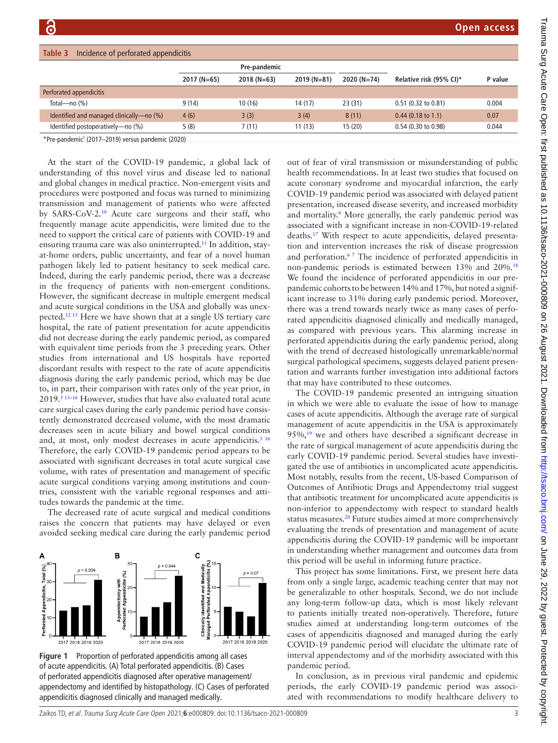**Table 3** Incidence of perforated appendicitis

| | Pre-pandemic | | | | | |
|---|---|---|---|---|---|---|
| | 2017 (N=65) | 2018 (N=63) | 2019 (N=81) | 2020 (N=74) | Relative risk (95% CI)* | P value |
| Perforated appendicitis | | | | | | |
| Total—no (%) | 9 (14) | 10 (16) | 14 (17) | 23 (31) | 0.51 (0.32 to 0.81) | 0.004 |
| Identified and managed clinically—no (%) | 4 (6) | 3 (3) | 3 (4) | 8 (11) | 0.44 (0.18 to 1.1) | 0.07 |
| Identified postoperatively—no (%) | 5 (8) | 7 (11) | 11 (13) | 15 (20) | 0.54 (0.30 to 0.98) | 0.044 |

*Pre-pandemic' (2017–2019) versus pandemic (2020)

At the start of the COVID-19 pandemic, a global lack of understanding of this novel virus and disease led to national and global changes in medical practice. Non-emergent visits and procedures were postponed and focus was turned to minimizing transmission and management of patients who were affected by SARS-CoV-2.[10] Acute care surgeons and their staff, who frequently manage acute appendicitis, were limited due to the need to support the critical care of patients with COVID-19 and ensuring trauma care was also uninterrupted.[11] In addition, stay-at-home orders, public uncertainty, and fear of a novel human pathogen likely led to patient hesitancy to seek medical care. Indeed, during the early pandemic period, there was a decrease in the frequency of patients with non-emergent conditions. However, the significant decrease in multiple emergent medical and acute surgical conditions in the USA and globally was unexpected.[12,13] Here we have shown that at a single US tertiary care hospital, the rate of patient presentation for acute appendicitis did not decrease during the early pandemic period, as compared with equivalent time periods from the 3 preceding years. Other studies from international and US hospitals have reported discordant results with respect to the rate of acute appendicitis diagnosis during the early pandemic period, which may be due to, in part, their comparison with rates only of the year prior, in 2019.[5,13–16] However, studies that have also evaluated total acute care surgical cases during the early pandemic period have consistently demonstrated decreased volume, with the most dramatic decreases seen in acute biliary and bowel surgical conditions and, at most, only modest decreases in acute appendicitis.[5,16] Therefore, the early COVID-19 pandemic period appears to be associated with significant decreases in total acute surgical case volume, with rates of presentation and management of specific acute surgical conditions varying among institutions and countries, consistent with the variable regional responses and attitudes towards the pandemic at the time.

The decreased rate of acute surgical and medical conditions raises the concern that patients may have delayed or even avoided seeking medical care during the early pandemic period out of fear of viral transmission or misunderstanding of public health recommendations. In at least two studies that focused on acute coronary syndrome and myocardial infarction, the early COVID-19 pandemic period was associated with delayed patient presentation, increased disease severity, and increased morbidity and mortality.[4] More generally, the early pandemic period was associated with a significant increase in non-COVID-19-related deaths.[17] With respect to acute appendicitis, delayed presentation and intervention increases the risk of disease progression and perforation.[6,7] The incidence of perforated appendicitis in non-pandemic periods is estimated between 13% and 20%.[18] We found the incidence of perforated appendicitis in our pre-pandemic cohorts to be between 14% and 17%, but noted a significant increase to 31% during early pandemic period. Moreover, there was a trend towards nearly twice as many cases of perforated appendicitis diagnosed clinically and medically managed, as compared with previous years. This alarming increase in perforated appendicitis during the early pandemic period, along with the trend of decreased histologically unremarkable/normal surgical pathological specimens, suggests delayed patient presentation and warrants further investigation into additional factors that may have contributed to these outcomes.

The COVID-19 pandemic presented an intriguing situation in which we were able to evaluate the issue of how to manage cases of acute appendicitis. Although the average rate of surgical management of acute appendicitis in the USA is approximately 95%,[19] we and others have described a significant decrease in the rate of surgical management of acute appendicitis during the early COVID-19 pandemic period. Several studies have investigated the use of antibiotics in uncomplicated acute appendicitis. Most notably, results from the recent, US-based Comparison of Outcomes of Antibiotic Drugs and Appendectomy trial suggest that antibiotic treatment for uncomplicated acute appendicitis is non-inferior to appendectomy with respect to standard health status measures.[20] Future studies aimed at more comprehensively evaluating the trends of presentation and management of acute appendicitis during the COVID-19 pandemic will be important in understanding whether management and outcomes data from this period will be useful in informing future practice.

This project has some limitations. First, we present here data from only a single large, academic teaching center that may not be generalizable to other hospitals. Second, we do not include any long-term follow-up data, which is most likely relevant to patients initially treated non-operatively. Therefore, future studies aimed at understanding long-term outcomes of the cases of appendicitis diagnosed and managed during the early COVID-19 pandemic period will elucidate the ultimate rate of interval appendectomy and of the morbidity associated with this pandemic period.

In conclusion, as in previous viral pandemic and epidemic periods, the early COVID-19 pandemic period was associated with recommendations to modify healthcare delivery to

**Figure 1** Proportion of perforated appendicitis among all cases of acute appendicitis. (A) Total perforated appendicitis. (B) Cases of perforated appendicitis diagnosed after operative management/appendectomy and identified by histopathology. (C) Cases of perforated appendicitis diagnosed clinically and managed medically.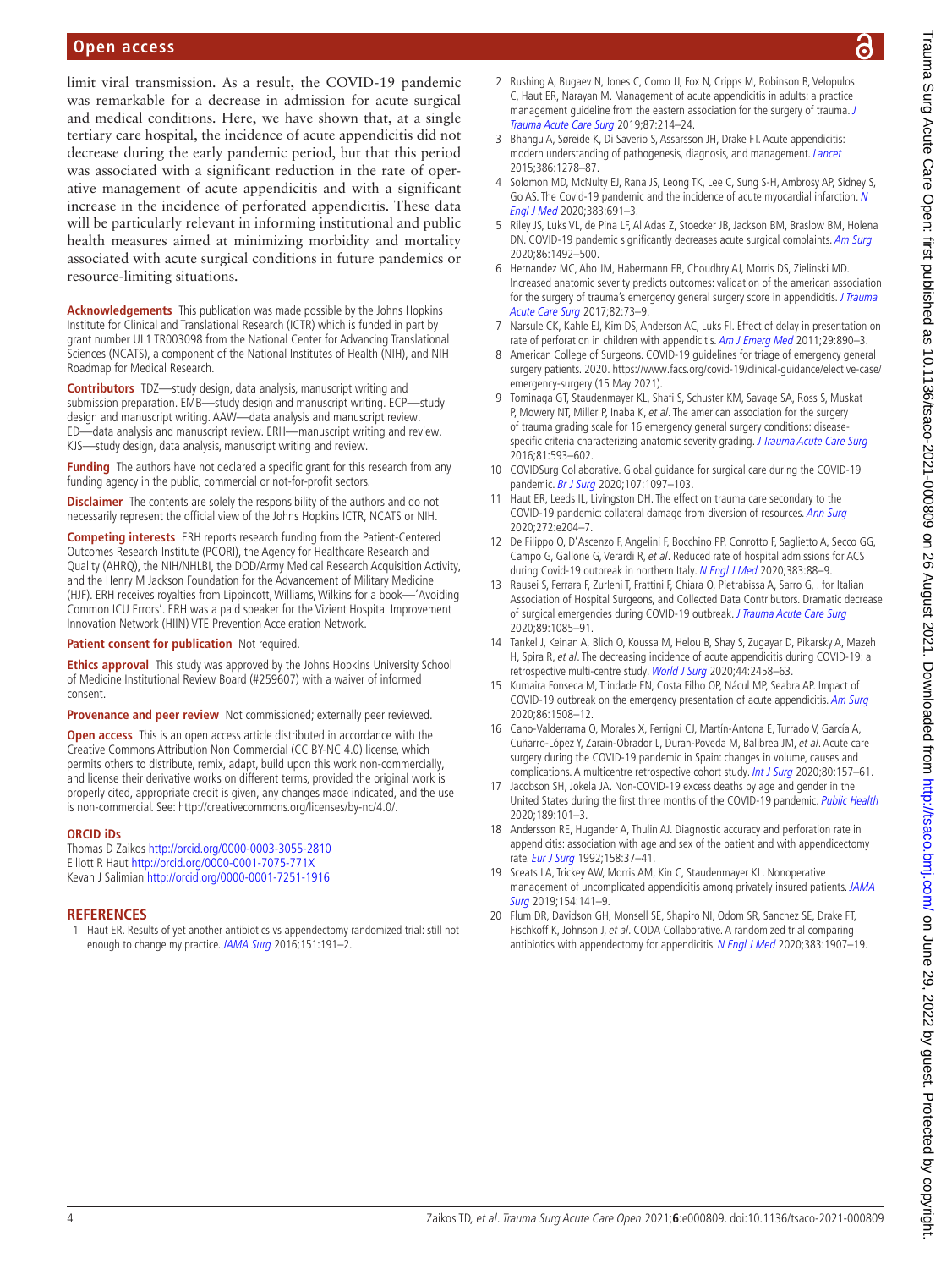limit viral transmission. As a result, the COVID-19 pandemic was remarkable for a decrease in admission for acute surgical and medical conditions. Here, we have shown that, at a single tertiary care hospital, the incidence of acute appendicitis did not decrease during the early pandemic period, but that this period was associated with a significant reduction in the rate of operative management of acute appendicitis and with a significant increase in the incidence of perforated appendicitis. These data will be particularly relevant in informing institutional and public health measures aimed at minimizing morbidity and mortality associated with acute surgical conditions in future pandemics or resource-limiting situations.

**Acknowledgements** This publication was made possible by the Johns Hopkins Institute for Clinical and Translational Research (ICTR) which is funded in part by grant number UL1 TR003098 from the National Center for Advancing Translational Sciences (NCATS), a component of the National Institutes of Health (NIH), and NIH Roadmap for Medical Research.

**Contributors** TDZ—study design, data analysis, manuscript writing and submission preparation. EMB—study design and manuscript writing. ECP—study design and manuscript writing. AAW—data analysis and manuscript review. ED—data analysis and manuscript review. ERH—manuscript writing and review. KJS—study design, data analysis, manuscript writing and review.

**Funding** The authors have not declared a specific grant for this research from any funding agency in the public, commercial or not-for-profit sectors.

**Disclaimer** The contents are solely the responsibility of the authors and do not necessarily represent the official view of the Johns Hopkins ICTR, NCATS or NIH.

**Competing interests** ERH reports research funding from the Patient-Centered Outcomes Research Institute (PCORI), the Agency for Healthcare Research and Quality (AHRQ), the NIH/NHLBI, the DOD/Army Medical Research Acquisition Activity, and the Henry M Jackson Foundation for the Advancement of Military Medicine (HJF). ERH receives royalties from Lippincott, Williams, Wilkins for a book—'Avoiding Common ICU Errors'. ERH was a paid speaker for the Vizient Hospital Improvement Innovation Network (HIIN) VTE Prevention Acceleration Network.

**Patient consent for publication** Not required.

**Ethics approval** This study was approved by the Johns Hopkins University School of Medicine Institutional Review Board (#259607) with a waiver of informed consent.

**Provenance and peer review** Not commissioned; externally peer reviewed.

**Open access** This is an open access article distributed in accordance with the Creative Commons Attribution Non Commercial (CC BY-NC 4.0) license, which permits others to distribute, remix, adapt, build upon this work non-commercially, and license their derivative works on different terms, provided the original work is properly cited, appropriate credit is given, any changes made indicated, and the use is non-commercial. See: http://creativecommons.org/licenses/by-nc/4.0/.

**ORCID iDs**

Thomas D Zaikos http://orcid.org/0000-0003-3055-2810
Elliott R Haut http://orcid.org/0000-0001-7075-771X
Kevan J Salimian http://orcid.org/0000-0001-7251-1916

## REFERENCES

1. Haut ER. Results of yet another antibiotics vs appendectomy randomized trial: still not enough to change my practice. *JAMA Surg* 2016;151:191–2.
2. Rushing A, Bugaev N, Jones C, Como JJ, Fox N, Cripps M, Robinson B, Velopulos C, Haut ER, Narayan M. Management of acute appendicitis in adults: a practice management guideline from the eastern association for the surgery of trauma. *J Trauma Acute Care Surg* 2019;87:214–24.
3. Bhangu A, Søreide K, Di Saverio S, Assarsson JH, Drake FT. Acute appendicitis: modern understanding of pathogenesis, diagnosis, and management. *Lancet* 2015;386:1278–87.
4. Solomon MD, McNulty EJ, Rana JS, Leong TK, Lee C, Sung S-H, Ambrosy AP, Sidney S, Go AS. The Covid-19 pandemic and the incidence of acute myocardial infarction. *N Engl J Med* 2020;383:691–3.
5. Riley JS, Luks VL, de Pina LF, Al Adas Z, Stoecker JB, Jackson BM, Braslow BM, Holena DN. COVID-19 pandemic significantly decreases acute surgical complaints. *Am Surg* 2020;86:1492–500.
6. Hernandez MC, Aho JM, Habermann EB, Choudhry AJ, Morris DS, Zielinski MD. Increased anatomic severity predicts outcomes: validation of the american association for the surgery of trauma's emergency general surgery score in appendicitis. *J Trauma Acute Care Surg* 2017;82:73–9.
7. Narsule CK, Kahle EJ, Kim DS, Anderson AC, Luks FI. Effect of delay in presentation on rate of perforation in children with appendicitis. *Am J Emerg Med* 2011;29:890–3.
8. American College of Surgeons. COVID-19 guidelines for triage of emergency general surgery patients. 2020. https://www.facs.org/covid-19/clinical-guidance/elective-case/emergency-surgery (15 May 2021).
9. Tominaga GT, Staudenmayer KL, Shafi S, Schuster KM, Savage SA, Ross S, Muskat P, Mowery NT, Miller P, Inaba K, *et al*. The american association for the surgery of trauma grading scale for 16 emergency general surgery conditions: disease-specific criteria characterizing anatomic severity grading. *J Trauma Acute Care Surg* 2016;81:593–602.
10. COVIDSurg Collaborative. Global guidance for surgical care during the COVID-19 pandemic. *Br J Surg* 2020;107:1097–103.
11. Haut ER, Leeds IL, Livingston DH. The effect on trauma care secondary to the COVID-19 pandemic: collateral damage from diversion of resources. *Ann Surg* 2020;272:e204–7.
12. De Filippo O, D'Ascenzo F, Angelini F, Bocchino PP, Conrotto F, Saglietto A, Secco GG, Campo G, Gallone G, Verardi R, *et al*. Reduced rate of hospital admissions for ACS during Covid-19 outbreak in northern Italy. *N Engl J Med* 2020;383:88–9.
13. Rausei S, Ferrara F, Zurleni T, Frattini F, Chiara O, Pietrabissa A, Sarro G, . for Italian Association of Hospital Surgeons, and Collected Data Contributors. Dramatic decrease of surgical emergencies during COVID-19 outbreak. *J Trauma Acute Care Surg* 2020;89:1085–91.
14. Tankel J, Keinan A, Blich O, Koussa M, Helou B, Shay S, Zugayar D, Pikarsky A, Mazeh H, Spira R, *et al*. The decreasing incidence of acute appendicitis during COVID-19: a retrospective multi-centre study. *World J Surg* 2020;44:2458–63.
15. Kumaira Fonseca M, Trindade EN, Costa Filho OP, Nácul MP, Seabra AP. Impact of COVID-19 outbreak on the emergency presentation of acute appendicitis. *Am Surg* 2020;86:1508–12.
16. Cano-Valderrama O, Morales X, Ferrigni CJ, Martín-Antona E, Turrado V, García A, Cuñarro-López Y, Zarain-Obrador L, Duran-Poveda M, Balibrea JM, *et al*. Acute care surgery during the COVID-19 pandemic in Spain: changes in volume, causes and complications. A multicentre retrospective cohort study. *Int J Surg* 2020;80:157–61.
17. Jacobson SH, Jokela JA. Non-COVID-19 excess deaths by age and gender in the United States during the first three months of the COVID-19 pandemic. *Public Health* 2020;189:101–3.
18. Andersson RE, Hugander A, Thulin AJ. Diagnostic accuracy and perforation rate in appendicitis: association with age and sex of the patient and with appendicectomy rate. *Eur J Surg* 1992;158:37–41.
19. Sceats LA, Trickey AW, Morris AM, Kin C, Staudenmayer KL. Nonoperative management of uncomplicated appendicitis among privately insured patients. *JAMA Surg* 2019;154:141–9.
20. Flum DR, Davidson GH, Monsell SE, Shapiro NI, Odom SR, Sanchez SE, Drake FT, Fischkoff K, Johnson J, *et al*. CODA Collaborative. A randomized trial comparing antibiotics with appendectomy for appendicitis. *N Engl J Med* 2020;383:1907–19.